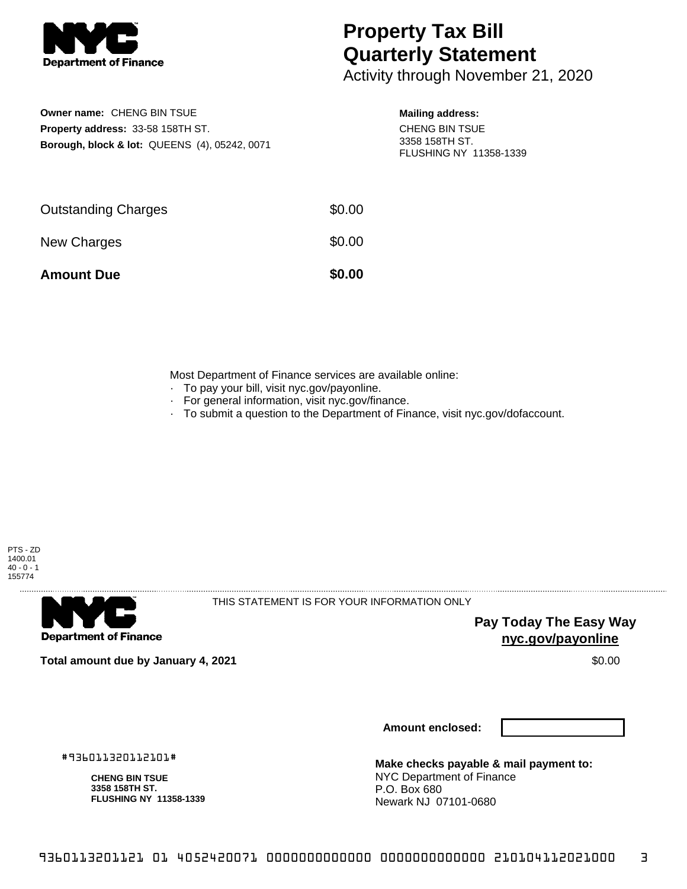**NYC Department of Finance**

# Property Tax Bill Quarterly Statement

Activity through November 21, 2020

**Owner name:** CHENG BIN TSUE
**Property address:** 33-58 158TH ST.
**Borough, block & lot:** QUEENS (4), 05242, 0071

**Mailing address:**
CHENG BIN TSUE
3358 158TH ST.
FLUSHING NY 11358-1339

| | |
|---|---|
| Outstanding Charges | $0.00 |
| New Charges | $0.00 |
| **Amount Due** | **$0.00** |

Most Department of Finance services are available online:
- To pay your bill, visit nyc.gov/payonline.
- For general information, visit nyc.gov/finance.
- To submit a question to the Department of Finance, visit nyc.gov/dofaccount.

PTS - ZD
1400.01
40 - 0 - 1
155774

---

**NYC Department of Finance**

THIS STATEMENT IS FOR YOUR INFORMATION ONLY

**Pay Today The Easy Way**
**nyc.gov/payonline**

**Total amount due by January 4, 2021** $0.00

**Amount enclosed:**

#936011320112101#

**CHENG BIN TSUE**
**3358 158TH ST.**
**FLUSHING NY 11358-1339**

**Make checks payable & mail payment to:**
NYC Department of Finance
P.O. Box 680
Newark NJ 07101-0680

9360113201121 01 4052420071 0000000000000 0000000000000 210104112021000 3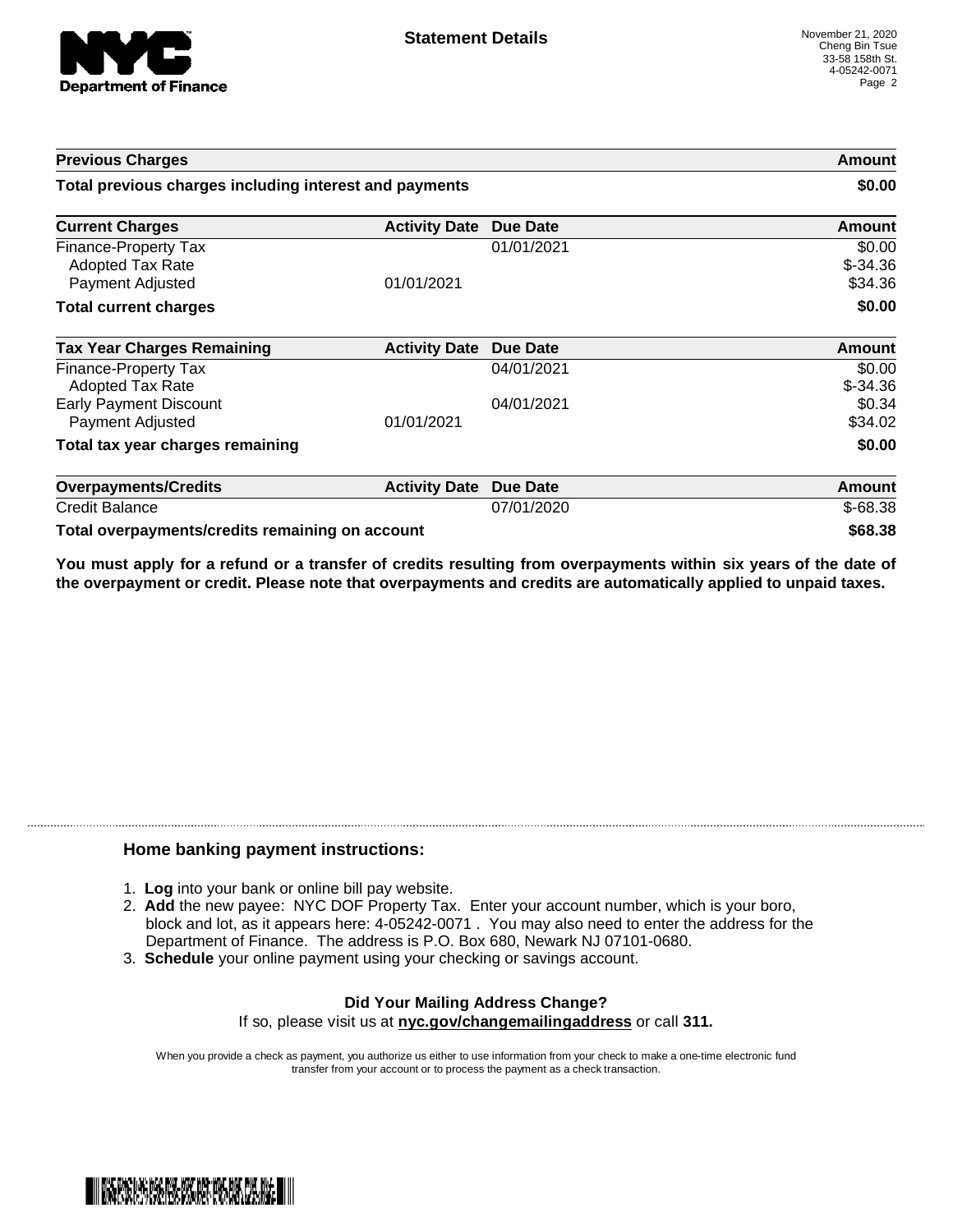NYC Department of Finance

**Statement Details**

November 21, 2020
Cheng Bin Tsue
33-58 158th St.
4-05242-0071

| Previous Charges | | | Amount |
|---|---|---|---|
| **Total previous charges including interest and payments** | | | **$0.00** |

| Current Charges | Activity Date | Due Date | Amount |
|---|---|---|---|
| Finance-Property Tax | | 01/01/2021 | $0.00 |
| Adopted Tax Rate | | | $-34.36 |
| Payment Adjusted | 01/01/2021 | | $34.36 |
| **Total current charges** | | | **$0.00** |

| Tax Year Charges Remaining | Activity Date | Due Date | Amount |
|---|---|---|---|
| Finance-Property Tax | | 04/01/2021 | $0.00 |
| Adopted Tax Rate | | | $-34.36 |
| Early Payment Discount | | 04/01/2021 | $0.34 |
| Payment Adjusted | 01/01/2021 | | $34.02 |
| **Total tax year charges remaining** | | | **$0.00** |

| Overpayments/Credits | Activity Date | Due Date | Amount |
|---|---|---|---|
| Credit Balance | | 07/01/2020 | $-68.38 |
| **Total overpayments/credits remaining on account** | | | **$68.38** |

**You must apply for a refund or a transfer of credits resulting from overpayments within six years of the date of the overpayment or credit. Please note that overpayments and credits are automatically applied to unpaid taxes.**

### Home banking payment instructions:

1. **Log** into your bank or online bill pay website.
2. **Add** the new payee: NYC DOF Property Tax. Enter your account number, which is your boro, block and lot, as it appears here: 4-05242-0071 . You may also need to enter the address for the Department of Finance. The address is P.O. Box 680, Newark NJ 07101-0680.
3. **Schedule** your online payment using your checking or savings account.

**Did Your Mailing Address Change?**
If so, please visit us at **nyc.gov/changemailingaddress** or call **311.**

When you provide a check as payment, you authorize us either to use information from your check to make a one-time electronic fund transfer from your account or to process the payment as a check transaction.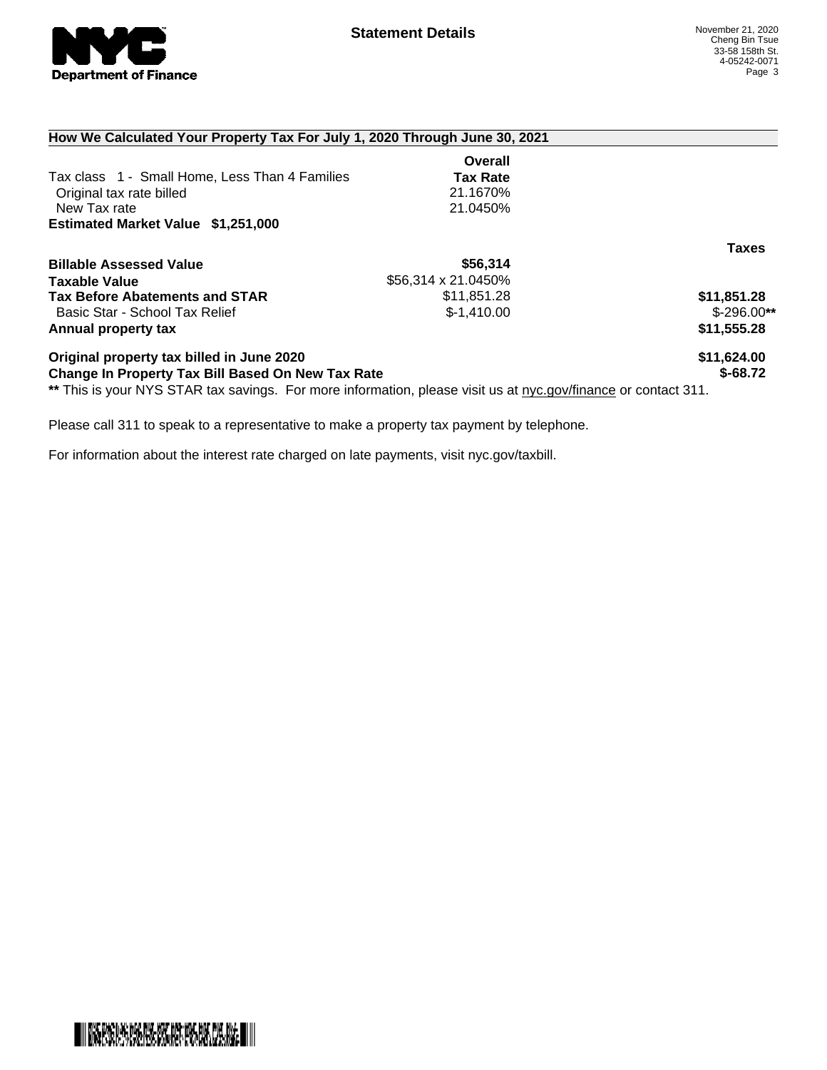**Department of Finance**

## Statement Details

November 21, 2020
Cheng Bin Tsue
33-58 158th St.
4-05242-0071

### How We Calculated Your Property Tax For July 1, 2020 Through June 30, 2021

| | Overall Tax Rate | |
|---|---|---|
| Tax class 1 - Small Home, Less Than 4 Families | | |
| Original tax rate billed | 21.1670% | |
| New Tax rate | 21.0450% | |
| **Estimated Market Value $1,251,000** | | |
| | | **Taxes** |
| **Billable Assessed Value** | **$56,314** | |
| **Taxable Value** | $56,314 x 21.0450% | |
| **Tax Before Abatements and STAR** | $11,851.28 | **$11,851.28** |
| Basic Star - School Tax Relief | $-1,410.00 | $-296.00** |
| **Annual property tax** | | **$11,555.28** |
| **Original property tax billed in June 2020** | | **$11,624.00** |
| **Change In Property Tax Bill Based On New Tax Rate** | | **$-68.72** |

** This is your NYS STAR tax savings. For more information, please visit us at nyc.gov/finance or contact 311.

Please call 311 to speak to a representative to make a property tax payment by telephone.

For information about the interest rate charged on late payments, visit nyc.gov/taxbill.